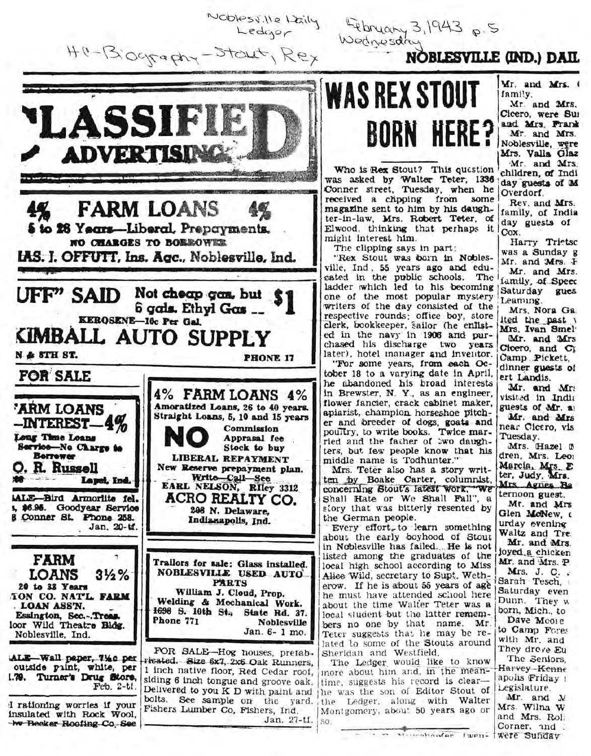Noblesville Daily Ledger

February 3, 1943 p. 5
Wednesday

HC-Biography-Stout, Rex

NOBLESVILLE (IND.) DAIL

# CLASSIFIED ADVERTISING

**4% FARM LOANS 4%**
5 to 28 Years—Liberal Prepayments.
NO CHARGES TO BORROWER
LAS. I. OFFUTT, Ins. Agc., Noblesville, Ind.

**"UFF" SAID** Not cheap gas, but 6 gals. Ethyl Gas — **$1**
KEROSENE—10c Per Gal.
**KIMBALL AUTO SUPPLY**
N & 8TH ST. PHONE 17

## FOR SALE

**FARM LOANS —INTEREST—4%**
Long Time Loans
Service—No Charge to Borrower
O. R. Russell
Lapel, Ind.

SALE—Bird Armorlite fel. , $6.95. Goodyear Service 8 Conner St. Phone 258.
Jan. 20-tf.

**FARM LOANS 3½%**
20 to 33 Years
TON CO. NAT'L. FARM LOAN ASS'N.
Essington, Sec.-Treas.
loor Wild Theatre Bldg.
Noblesville, Ind.

SALE—Wall paper, 7½c per outside paint, white, per 1.70. Turner's Drug Store,
Feb. 2-tf.

l rationing worries if your insulated with Rock Wool, by Becker Roofing Co. See

**4% FARM LOANS 4%**
Amoratized Loans, 26 to 40 years.
Straight Loans, 5, 10 and 15 years
**NO** Commission
Appraisal fee
Stock to buy
LIBERAL REPAYMENT
New Reserve prepayment plan.
Write—Call—See
EARL NELSON, RIley 3312
**ACRO REALTY CO.**
208 N. Delaware,
Indianapolis, Ind.

Trailors for sale: Glass installed. NOBLESVILLE USED AUTO PARTS
William J. Cloud, Prop.
Welding & Mechanical Work.
1698 S. 10th St., State Rd. 37.
Phone 771 Noblesville
Jan. 6- 1 mo.

FOR SALE—Hog houses, prefabricated. Size 6x7, 2x6 Oak Runners, 1 inch native floor, Red Cedar roof, siding 6 inch tongue and groove oak. Delivered to you K D with paint and bolts. See sample on the yard. Fishers Lumber Co, Fishers, Ind.
Jan. 27-tf.

# WAS REX STOUT BORN HERE?

Who is Rex Stout? This question was asked by Walter Teter, 1336 Conner street, Tuesday, when he received a clipping from some magazine sent to him by his daughter-in-law, Mrs. Robert Teter, of Elwood, thinking that perhaps it might interest him.

The clipping says in part:

"Rex Stout was born in Noblesville, Ind, 55 years ago and educated in the public schools. The ladder which led to his becoming one of the most popular mystery writers of the day consisted of the respective rounds: office boy, store clerk, bookkeeper, sailor (he enlisted in the navy in 1906 and purchased his discharge two years later), hotel manager and inventor.

"For some years, from each October 18 to a varying date in April, he abandoned his broad interests in Brewster, N. Y., as an engineer, flower fancier, crack cabinet maker, apiarist, champion horseshoe pitcher and breeder of dogs, goats and poultry, to write books. Twice married and the father of two daughters, but few people know that his middle name is Todhunter."

Mrs. Teter also has a story written by Boake Carter, columnist, concerning Stout's latest work, "We Shall Hate or We Shall Fall", a story that was bitterly resented by the German people.

Every effort to learn something about the early boyhood of Stout in Noblesville has failed. He is not listed among the graduates of the local high school according to Miss Alice Wild, secretary to Supt. Wetherow. If he is about 55 years of age he must have attended school here about the time Walter Teter was a local student but the latter remembers no one by that name. Mr. Teter suggests that he may be related to some of the Stouts around Sheridan and Westfield.

The Ledger would like to know more about him and, in the meantime, suggests his record is clear—he was the son of Editor Stout of the Ledger, along with Walter Montgomery, about 50 years ago or so.

Mr. and Mrs. ( family.
Mr. and Mrs. Cicero, were Su and Mrs. Frank
Mr. and Mrs. Noblesville, were Mrs. Valla Glaz
Mr. and Mrs. children, of Indi day guests of M Overdorf.
Rev. and Mrs. family, of India day guests of Cox.
Harry Trietsc was a Sunday g Mr. and Mrs. H
Mr. and Mrs. family, of Speec Saturday gues Leaming.
Mrs. Nora Ga ited the past \ Mrs. Ivan Smel
Mr. and Mrs Cicero, and C Camp Pickett, dinner guests of ert Landis.
Mr. and Mr visited in Indi guests of Mr. a
Mr. and Mrs near Cicero, vis Tuesday.
Mrs. Hazel I dren, Mrs. Leo Marcia, Mrs. E ter, Judy, Mrs. Mrs. Agnes Ba ternoon guest.
Mr. and Mrs Glen McNew, c urday evening Waltz and Tre
Mr. and Mrs. joyed a chicken Mr. and Mrs. P
Mrs. J. C. Sarah Tesch, Saturday even Dunn. They w born, Mich., to
Dave Moore to Camp Fores with Mr. and They drove Eu
The Seniors, Harvey-Kenne apolis Friday t Legislature.
Mr. and M Mrs. Wilna W and Mrs. Rol Corner, and were Sunday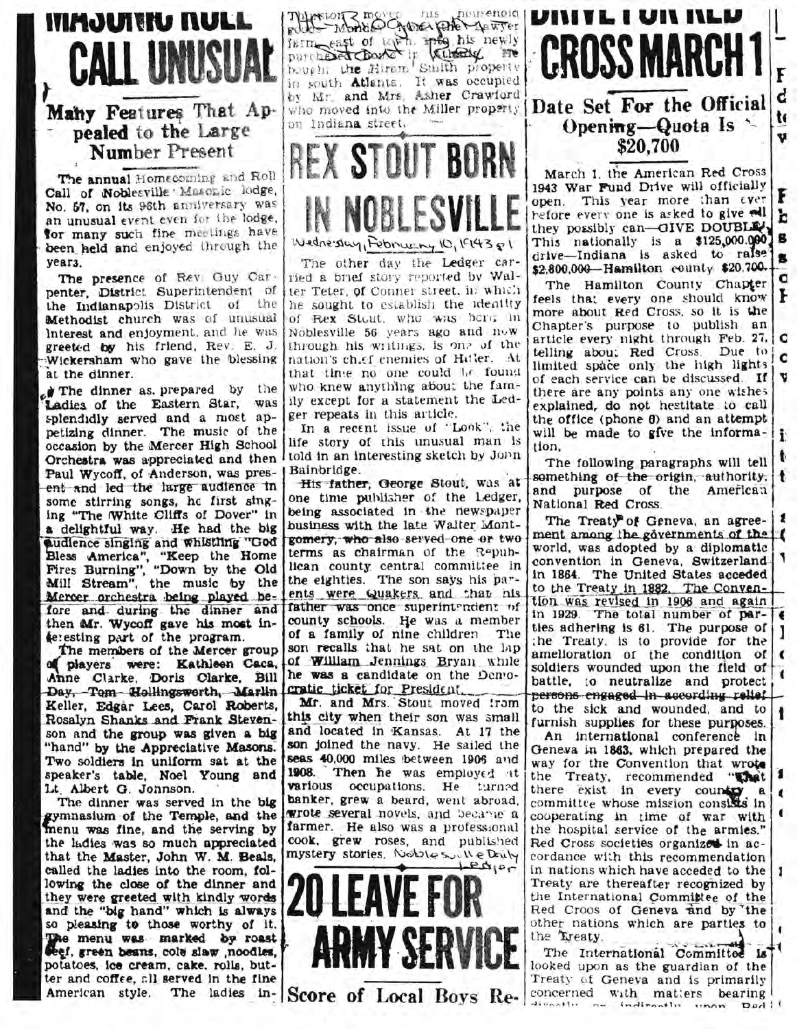# MASONIC ROLL CALL UNUSUAL

## Many Features That Appealed to the Large Number Present

The annual Homecoming and Roll Call of Noblesville Masonic lodge, No. 57, on its 96th anniversary was an unusual event even for the lodge, for many such fine meetings have been held and enjoyed through the years.

The presence of Rev. Guy Carpenter, District Superintendent of the Indianapolis District of the Methodist church was of unusual interest and enjoyment, and he was greeted by his friend, Rev. E. J. Wickersham who gave the blessing at the dinner.

The dinner as prepared by the Ladies of the Eastern Star, was splendidly served and a most appetizing dinner. The music of the occasion by the Mercer High School Orchestra was appreciated and then Paul Wycoff, of Anderson, was present and led the large audience in some stirring songs, he first singing "The White Cliffs of Dover" in a delightful way. He had the big audience singing and whistling "God Bless America", "Keep the Home Fires Burning", "Down by the Old Mill Stream", the music by the Mercer orchestra being played before and during the dinner and then Mr. Wycoff gave his most interesting part of the program.

The members of the Mercer group of players were: Kathleen Caca, Anne Clarke, Doris Clarke, Bill Day, Tom Hollingsworth, Marlin Keller, Edgar Lees, Carol Roberts, Rosalyn Shanks and Frank Stevenson and the group was given a big "hand" by the Appreciative Masons. Two soldiers in uniform sat at the speaker's table, Noel Young and Lt. Albert G. Johnson.

The dinner was served in the big gymnasium of the Temple, and the menu was fine, and the serving by the ladies was so much appreciated that the Master, John W. M. Beals, called the ladies into the room, following the close of the dinner and they were greeted with kindly words and the "big hand" which is always so pleasing to those worthy of it. The menu was marked by roast beef, green beans, cole slaw, noodles, potatoes, ice cream, cake, rolls, butter and coffee, all served in the fine American style. The ladies in-

Thurston moved his household goods Monday from the lawyer farm east of town, into his newly purchased home in Atlanta. He bought the Hiram Smith property in south Atlanta. It was occupied by Mr. and Mrs. Asher Crawford who moved into the Miller property on Indiana street.

# REX STOUT BORN IN NOBLESVILLE

Wednesday, February 10, 1943 p1

The other day the Ledger carried a brief story reported by Walter Teter, of Conner street, in which he sought to establish the identity of Rex Stout, who was born in Noblesville 56 years ago and now through his writings, is one of the nation's chief enemies of Hitler. At that time no one could be found who knew anything about the family except for a statement the Ledger repeats in this article.

In a recent issue of "Look", the life story of this unusual man is told in an interesting sketch by John Bainbridge.

His father, George Stout, was at one time publisher of the Ledger, being associated in the newspaper business with the late Walter Montgomery, who also served one or two terms as chairman of the Republican county central committee in the eighties. The son says his parents were Quakers, and that his father was once superintendent of county schools. He was a member of a family of nine children. The son recalls that he sat on the lap of William Jennings Bryan while he was a candidate on the Democratic ticket for President.

Mr. and Mrs. Stout moved from this city when their son was small and located in Kansas. At 17 the son joined the navy. He sailed the seas 40,000 miles between 1906 and 1908. Then he was employed at various occupations. He turned banker, grew a beard, went abroad, wrote several novels, and became a farmer. He also was a professional cook, grew roses, and published mystery stories. Noblesville Daily Ledger

# 20 LEAVE FOR ARMY SERVICE

## Score of Local Boys Re-

# DRIVE FOR RED CROSS MARCH 1

## Date Set For the Official Opening—Quota Is $20,700

March 1, the American Red Cross 1943 War Fund Drive will officially open. This year more than ever before every one is asked to give all they possibly can—GIVE DOUBLE. This nationally is a $125,000,000 drive—Indiana is asked to raise $2,800,000—Hamilton county $20,700.

The Hamilton County Chapter feels that every one should know more about Red Cross, so it is the Chapter's purpose to publish an article every night through Feb. 27, telling about Red Cross. Due to limited space only the high lights of each service can be discussed. If there are any points any one wishes explained, do not hesitate to call the office (phone 6) and an attempt will be made to give the information.

The following paragraphs will tell something of the origin, authority, and purpose of the American National Red Cross.

The Treaty of Geneva, an agreement among the governments of the world, was adopted by a diplomatic convention in Geneva, Switzerland in 1864. The United States acceded to the Treaty in 1882. The Convention was revised in 1906 and again in 1929. The total number of parties adhering is 61. The purpose of the Treaty, is to provide for the amelioration of the condition of soldiers wounded upon the field of battle, to neutralize and protect persons engaged in according relief to the sick and wounded, and to furnish supplies for these purposes.

An international conference in Geneva in 1863, which prepared the way for the Convention that wrote the Treaty, recommended "that there exist in every country a committee whose mission consists in cooperating in time of war with the hospital service of the armies." Red Cross societies organized in accordance with this recommendation in nations which have acceded to the Treaty are thereafter recognized by the International Committee of the Red Cross of Geneva and by the other nations which are parties to the Treaty.

The International Committee is looked upon as the guardian of the Treaty of Geneva and is primarily concerned with matters bearing directly or indirectly upon Red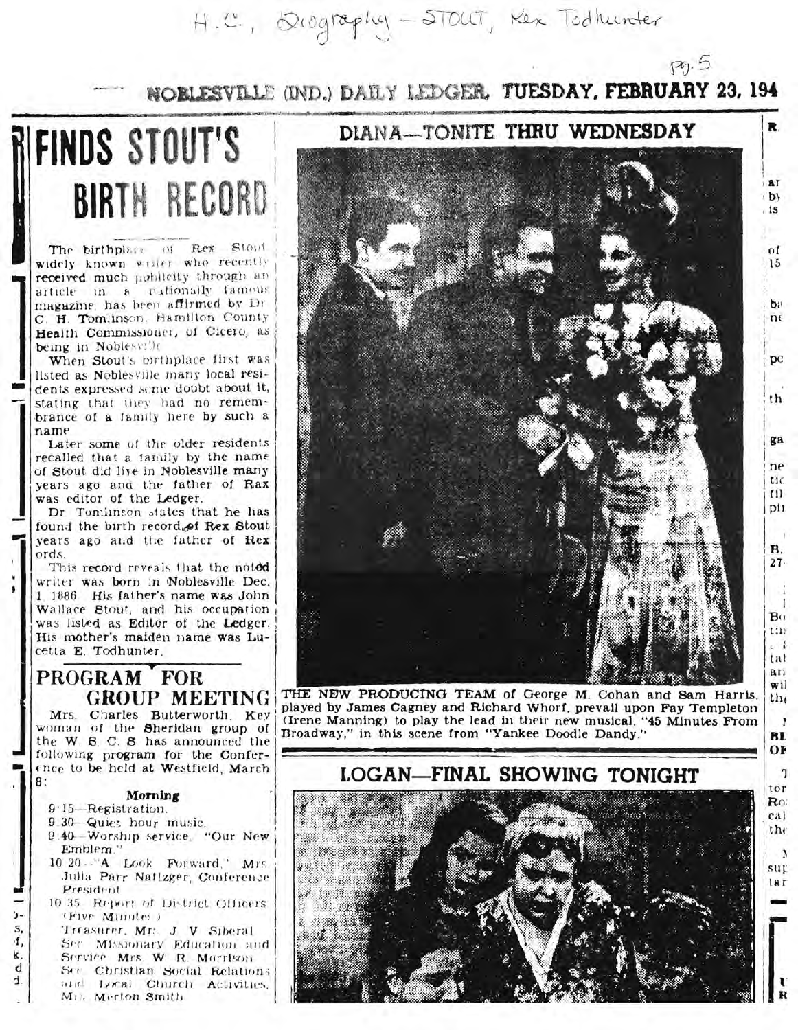H. C., Biography — STOUT, Rex Todhunter

NOBLESVILLE (IND.) DAILY LEDGER, TUESDAY, FEBRUARY 23, 194

# FINDS STOUT'S BIRTH RECORD

The birthplace of Rex Stout, widely known writer who recently received much publicity through an article in a nationally famous magazine, has been affirmed by Dr. C. H. Tomlinson, Hamilton County Health Commissioner, of Cicero, as being in Noblesville.

When Stout's birthplace first was listed as Noblesville many local residents expressed some doubt about it, stating that they had no remembrance of a family here by such a name.

Later some of the older residents recalled that a family by the name of Stout did live in Noblesville many years ago and the father of Rax was editor of the Ledger.

Dr. Tomlinson states that he has found the birth record of Rex Stout years ago and the father of Rex ords.

This record reveals that the noted writer was born in Noblesville Dec. 1, 1886. His father's name was John Wallace Stout, and his occupation was listed as Editor of the Ledger. His mother's maiden name was Lucetta E. Todhunter.

## PROGRAM FOR GROUP MEETING

Mrs. Charles Butterworth, Key woman of the Sheridan group of the W. S. C. S. has announced the following program for the Conference to be held at Westfield, March 8:

**Morning**

9:15—Registration.
9:30—Quiet hour music.
9:40—Worship service. "Our New Emblem."
10:20—"A Look Forward," Mrs. Julia Parr Naftzger, Conference President.
10:35—Report of District Officers (Five Minutes.)
Treasurer, Mrs. J. V. Siberal.
Sec. Missionary Education and Service, Mrs. W. R. Morrison.
Sec. Christian Social Relations and Local Church Activities, Mrs. Merton Smith.

## DIANA—TONITE THRU WEDNESDAY

THE NEW PRODUCING TEAM of George M. Cohan and Sam Harris, played by James Cagney and Richard Whorf, prevail upon Fay Templeton (Irene Manning) to play the lead in their new musical, "45 Minutes From Broadway," in this scene from "Yankee Doodle Dandy."

## LOGAN—FINAL SHOWING TONIGHT